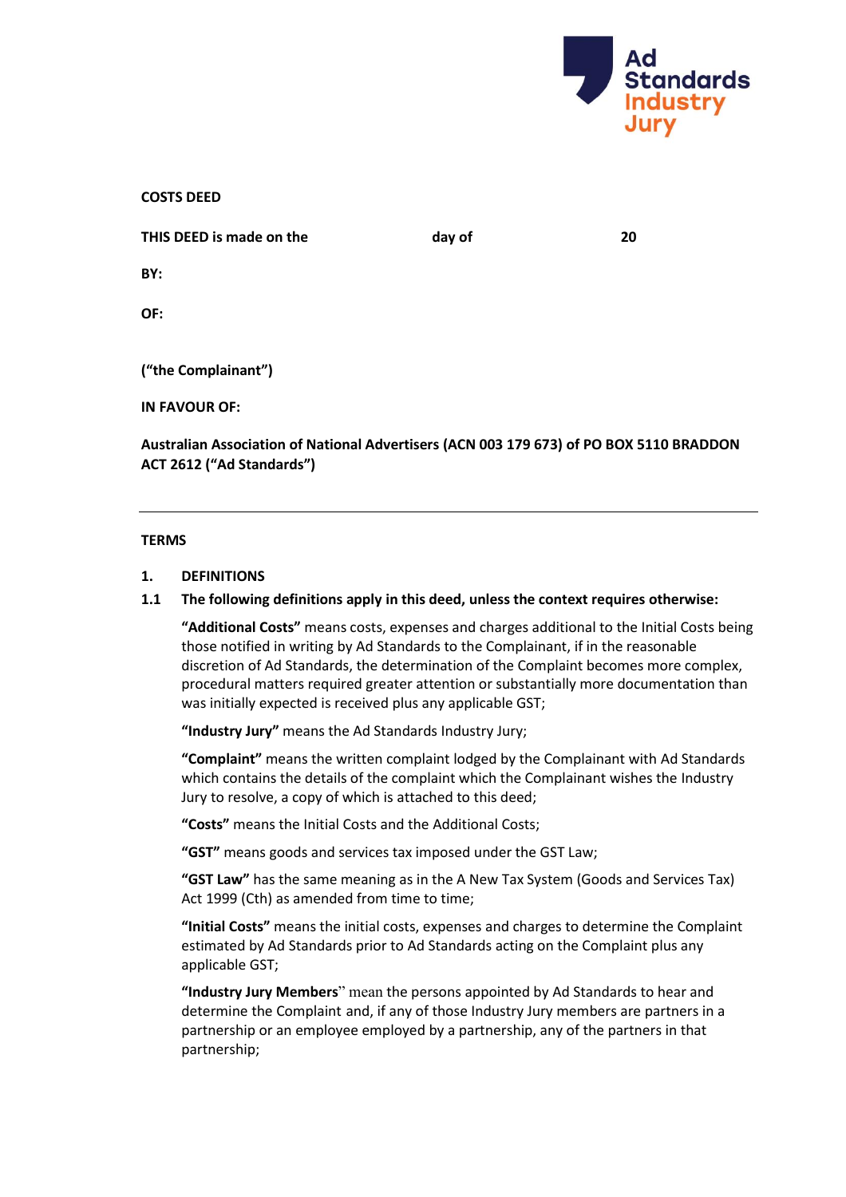Ad Standards Industry Jury

**COSTS DEED**

**THIS DEED is made on the day of 20**

**BY:**

**OF:**

**("the Complainant")**

**IN FAVOUR OF:**

**Australian Association of National Advertisers (ACN 003 179 673) of PO BOX 5110 BRADDON ACT 2612 ("Ad Standards")**

---

**TERMS**

**1. DEFINITIONS**

**1.1 The following definitions apply in this deed, unless the context requires otherwise:**

**"Additional Costs"** means costs, expenses and charges additional to the Initial Costs being those notified in writing by Ad Standards to the Complainant, if in the reasonable discretion of Ad Standards, the determination of the Complaint becomes more complex, procedural matters required greater attention or substantially more documentation than was initially expected is received plus any applicable GST;

**"Industry Jury"** means the Ad Standards Industry Jury;

**"Complaint"** means the written complaint lodged by the Complainant with Ad Standards which contains the details of the complaint which the Complainant wishes the Industry Jury to resolve, a copy of which is attached to this deed;

**"Costs"** means the Initial Costs and the Additional Costs;

**"GST"** means goods and services tax imposed under the GST Law;

**"GST Law"** has the same meaning as in the A New Tax System (Goods and Services Tax) Act 1999 (Cth) as amended from time to time;

**"Initial Costs"** means the initial costs, expenses and charges to determine the Complaint estimated by Ad Standards prior to Ad Standards acting on the Complaint plus any applicable GST;

**"Industry Jury Members"** mean the persons appointed by Ad Standards to hear and determine the Complaint and, if any of those Industry Jury members are partners in a partnership or an employee employed by a partnership, any of the partners in that partnership;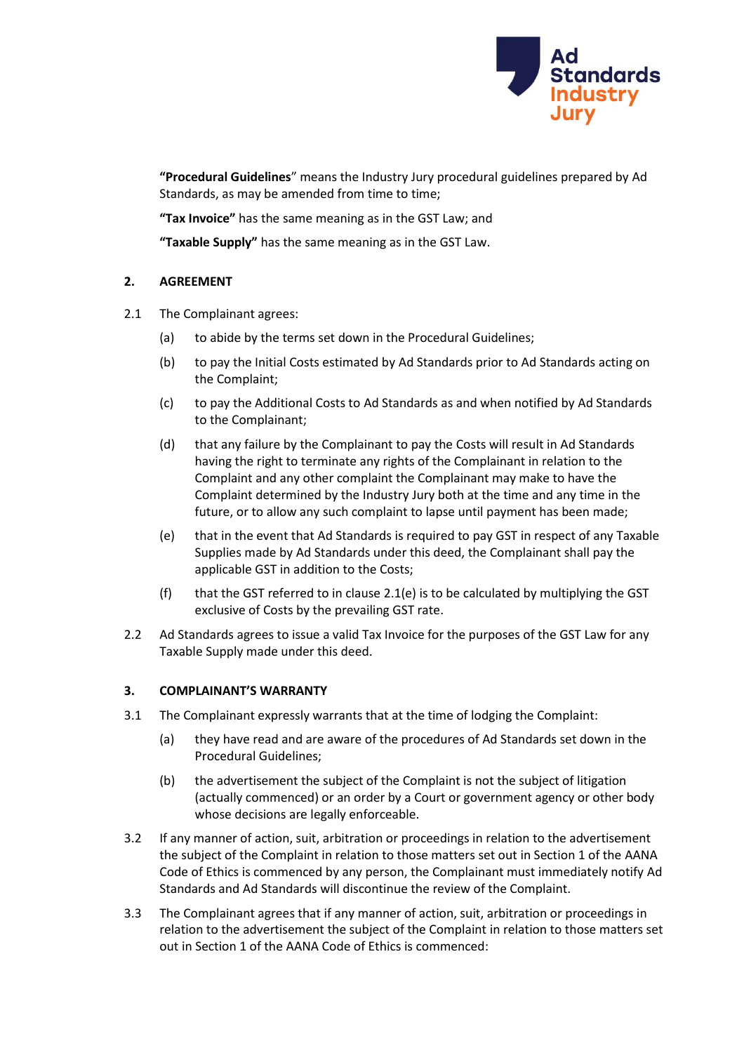**"Procedural Guidelines**" means the Industry Jury procedural guidelines prepared by Ad Standards, as may be amended from time to time;

**"Tax Invoice"** has the same meaning as in the GST Law; and

**"Taxable Supply"** has the same meaning as in the GST Law.

## 2. AGREEMENT

2.1 The Complainant agrees:

(a) to abide by the terms set down in the Procedural Guidelines;

(b) to pay the Initial Costs estimated by Ad Standards prior to Ad Standards acting on the Complaint;

(c) to pay the Additional Costs to Ad Standards as and when notified by Ad Standards to the Complainant;

(d) that any failure by the Complainant to pay the Costs will result in Ad Standards having the right to terminate any rights of the Complainant in relation to the Complaint and any other complaint the Complainant may make to have the Complaint determined by the Industry Jury both at the time and any time in the future, or to allow any such complaint to lapse until payment has been made;

(e) that in the event that Ad Standards is required to pay GST in respect of any Taxable Supplies made by Ad Standards under this deed, the Complainant shall pay the applicable GST in addition to the Costs;

(f) that the GST referred to in clause 2.1(e) is to be calculated by multiplying the GST exclusive of Costs by the prevailing GST rate.

2.2 Ad Standards agrees to issue a valid Tax Invoice for the purposes of the GST Law for any Taxable Supply made under this deed.

## 3. COMPLAINANT'S WARRANTY

3.1 The Complainant expressly warrants that at the time of lodging the Complaint:

(a) they have read and are aware of the procedures of Ad Standards set down in the Procedural Guidelines;

(b) the advertisement the subject of the Complaint is not the subject of litigation (actually commenced) or an order by a Court or government agency or other body whose decisions are legally enforceable.

3.2 If any manner of action, suit, arbitration or proceedings in relation to the advertisement the subject of the Complaint in relation to those matters set out in Section 1 of the AANA Code of Ethics is commenced by any person, the Complainant must immediately notify Ad Standards and Ad Standards will discontinue the review of the Complaint.

3.3 The Complainant agrees that if any manner of action, suit, arbitration or proceedings in relation to the advertisement the subject of the Complaint in relation to those matters set out in Section 1 of the AANA Code of Ethics is commenced: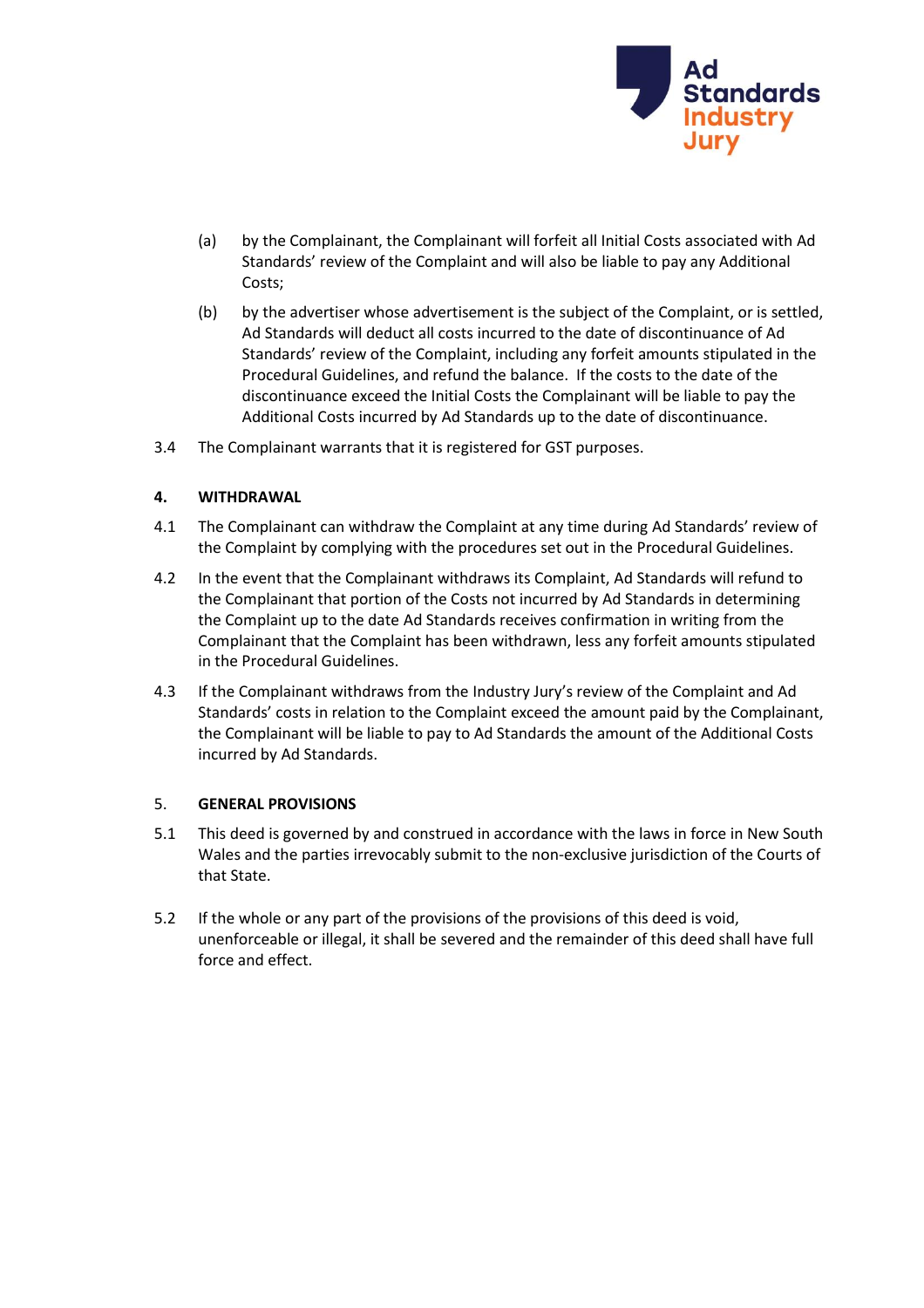(a) by the Complainant, the Complainant will forfeit all Initial Costs associated with Ad Standards' review of the Complaint and will also be liable to pay any Additional Costs;

(b) by the advertiser whose advertisement is the subject of the Complaint, or is settled, Ad Standards will deduct all costs incurred to the date of discontinuance of Ad Standards' review of the Complaint, including any forfeit amounts stipulated in the Procedural Guidelines, and refund the balance. If the costs to the date of the discontinuance exceed the Initial Costs the Complainant will be liable to pay the Additional Costs incurred by Ad Standards up to the date of discontinuance.

3.4 The Complainant warrants that it is registered for GST purposes.

## 4. WITHDRAWAL

4.1 The Complainant can withdraw the Complaint at any time during Ad Standards' review of the Complaint by complying with the procedures set out in the Procedural Guidelines.

4.2 In the event that the Complainant withdraws its Complaint, Ad Standards will refund to the Complainant that portion of the Costs not incurred by Ad Standards in determining the Complaint up to the date Ad Standards receives confirmation in writing from the Complainant that the Complaint has been withdrawn, less any forfeit amounts stipulated in the Procedural Guidelines.

4.3 If the Complainant withdraws from the Industry Jury's review of the Complaint and Ad Standards' costs in relation to the Complaint exceed the amount paid by the Complainant, the Complainant will be liable to pay to Ad Standards the amount of the Additional Costs incurred by Ad Standards.

## 5. GENERAL PROVISIONS

5.1 This deed is governed by and construed in accordance with the laws in force in New South Wales and the parties irrevocably submit to the non-exclusive jurisdiction of the Courts of that State.

5.2 If the whole or any part of the provisions of the provisions of this deed is void, unenforceable or illegal, it shall be severed and the remainder of this deed shall have full force and effect.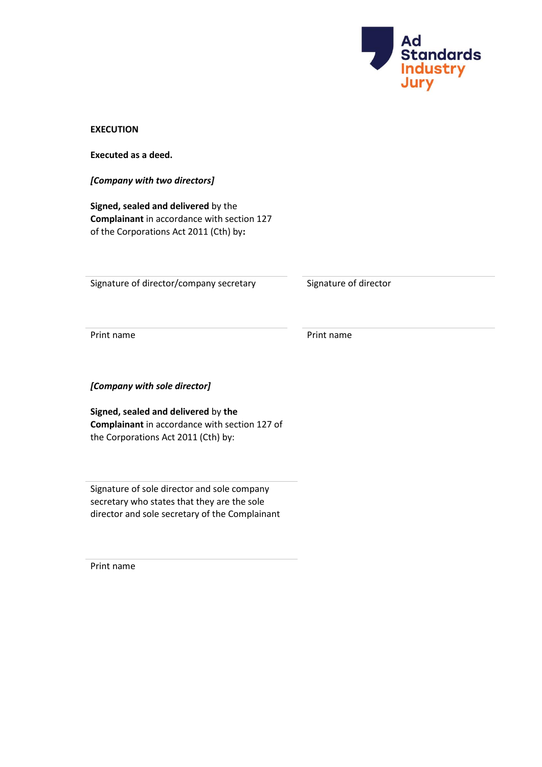**EXECUTION**

**Executed as a deed.**

***[Company with two directors]***

**Signed, sealed and delivered** by the **Complainant** in accordance with section 127 of the Corporations Act 2011 (Cth) by**:**

| | |
|---|---|
| Signature of director/company secretary | Signature of director |
| Print name | Print name |

***[Company with sole director]***

**Signed, sealed and delivered** by **the Complainant** in accordance with section 127 of the Corporations Act 2011 (Cth) by:

Signature of sole director and sole company secretary who states that they are the sole director and sole secretary of the Complainant

Print name